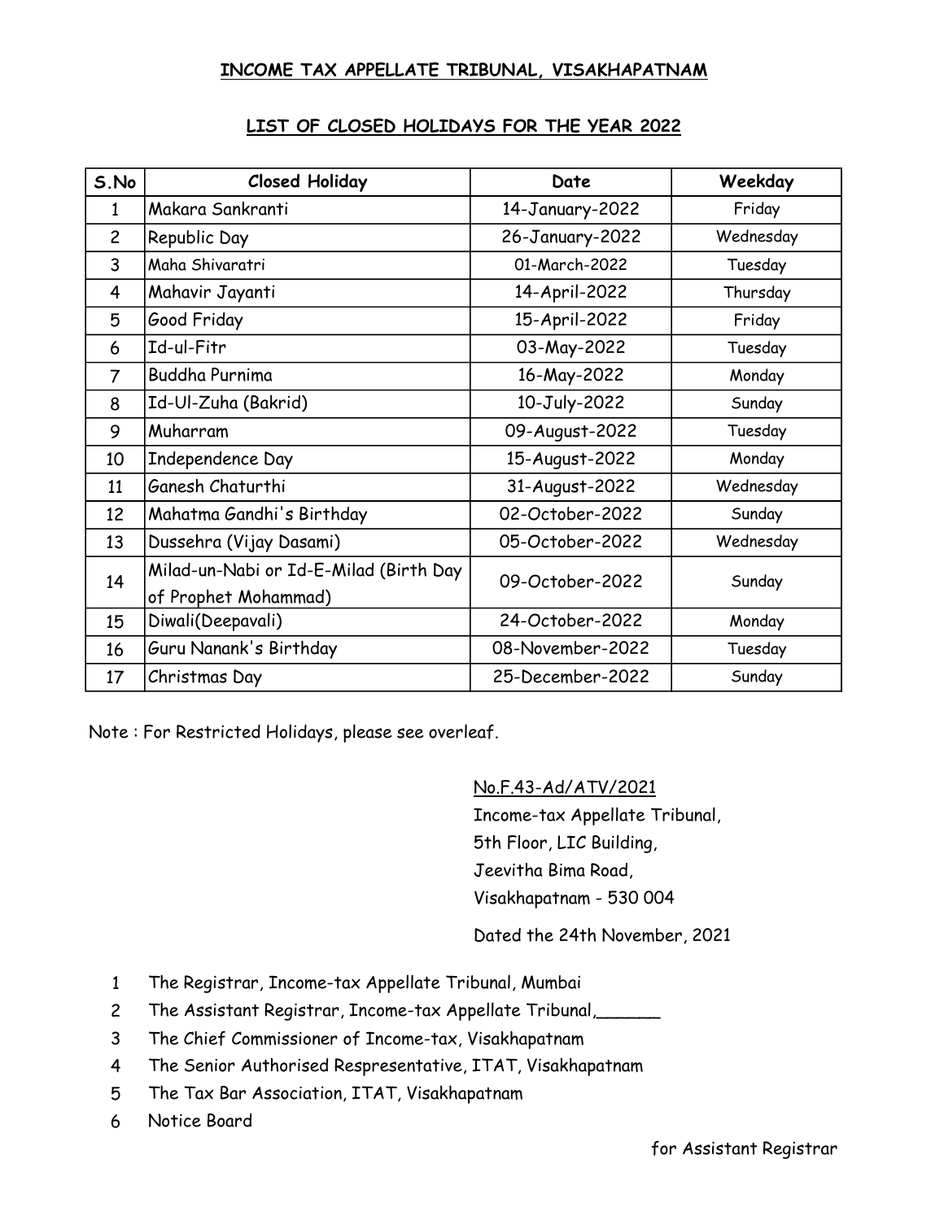## INCOME TAX APPELLATE TRIBUNAL, VISAKHAPATNAM

### LIST OF CLOSED HOLIDAYS FOR THE YEAR 2022

| S.No | Closed Holiday | Date | Weekday |
|---|---|---|---|
| 1 | Makara Sankranti | 14-January-2022 | Friday |
| 2 | Republic Day | 26-January-2022 | Wednesday |
| 3 | Maha Shivaratri | 01-March-2022 | Tuesday |
| 4 | Mahavir Jayanti | 14-April-2022 | Thursday |
| 5 | Good Friday | 15-April-2022 | Friday |
| 6 | Id-ul-Fitr | 03-May-2022 | Tuesday |
| 7 | Buddha Purnima | 16-May-2022 | Monday |
| 8 | Id-Ul-Zuha (Bakrid) | 10-July-2022 | Sunday |
| 9 | Muharram | 09-August-2022 | Tuesday |
| 10 | Independence Day | 15-August-2022 | Monday |
| 11 | Ganesh Chaturthi | 31-August-2022 | Wednesday |
| 12 | Mahatma Gandhi's Birthday | 02-October-2022 | Sunday |
| 13 | Dussehra (Vijay Dasami) | 05-October-2022 | Wednesday |
| 14 | Milad-un-Nabi or Id-E-Milad (Birth Day of Prophet Mohammad) | 09-October-2022 | Sunday |
| 15 | Diwali(Deepavali) | 24-October-2022 | Monday |
| 16 | Guru Nanank's Birthday | 08-November-2022 | Tuesday |
| 17 | Christmas Day | 25-December-2022 | Sunday |

Note : For Restricted Holidays, please see overleaf.

No.F.43-Ad/ATV/2021
Income-tax Appellate Tribunal,
5th Floor, LIC Building,
Jeevitha Bima Road,
Visakhapatnam - 530 004

Dated the 24th November, 2021

1. The Registrar, Income-tax Appellate Tribunal, Mumbai
2. The Assistant Registrar, Income-tax Appellate Tribunal,______
3. The Chief Commissioner of Income-tax, Visakhapatnam
4. The Senior Authorised Respresentative, ITAT, Visakhapatnam
5. The Tax Bar Association, ITAT, Visakhapatnam
6. Notice Board

for Assistant Registrar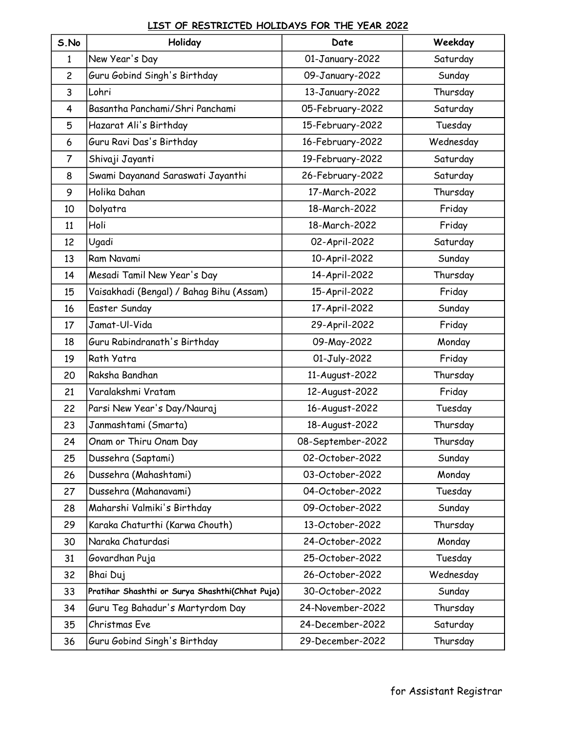## LIST OF RESTRICTED HOLIDAYS FOR THE YEAR 2022

| S.No | Holiday | Date | Weekday |
|---|---|---|---|
| 1 | New Year's Day | 01-January-2022 | Saturday |
| 2 | Guru Gobind Singh's Birthday | 09-January-2022 | Sunday |
| 3 | Lohri | 13-January-2022 | Thursday |
| 4 | Basantha Panchami/Shri Panchami | 05-February-2022 | Saturday |
| 5 | Hazarat Ali's Birthday | 15-February-2022 | Tuesday |
| 6 | Guru Ravi Das's Birthday | 16-February-2022 | Wednesday |
| 7 | Shivaji Jayanti | 19-February-2022 | Saturday |
| 8 | Swami Dayanand Saraswati Jayanthi | 26-February-2022 | Saturday |
| 9 | Holika Dahan | 17-March-2022 | Thursday |
| 10 | Dolyatra | 18-March-2022 | Friday |
| 11 | Holi | 18-March-2022 | Friday |
| 12 | Ugadi | 02-April-2022 | Saturday |
| 13 | Ram Navami | 10-April-2022 | Sunday |
| 14 | Mesadi Tamil New Year's Day | 14-April-2022 | Thursday |
| 15 | Vaisakhadi (Bengal) / Bahag Bihu (Assam) | 15-April-2022 | Friday |
| 16 | Easter Sunday | 17-April-2022 | Sunday |
| 17 | Jamat-Ul-Vida | 29-April-2022 | Friday |
| 18 | Guru Rabindranath's Birthday | 09-May-2022 | Monday |
| 19 | Rath Yatra | 01-July-2022 | Friday |
| 20 | Raksha Bandhan | 11-August-2022 | Thursday |
| 21 | Varalakshmi Vratam | 12-August-2022 | Friday |
| 22 | Parsi New Year's Day/Nauraj | 16-August-2022 | Tuesday |
| 23 | Janmashtami (Smarta) | 18-August-2022 | Thursday |
| 24 | Onam or Thiru Onam Day | 08-September-2022 | Thursday |
| 25 | Dussehra (Saptami) | 02-October-2022 | Sunday |
| 26 | Dussehra (Mahashtami) | 03-October-2022 | Monday |
| 27 | Dussehra (Mahanavami) | 04-October-2022 | Tuesday |
| 28 | Maharshi Valmiki's Birthday | 09-October-2022 | Sunday |
| 29 | Karaka Chaturthi (Karwa Chouth) | 13-October-2022 | Thursday |
| 30 | Naraka Chaturdasi | 24-October-2022 | Monday |
| 31 | Govardhan Puja | 25-October-2022 | Tuesday |
| 32 | Bhai Duj | 26-October-2022 | Wednesday |
| 33 | Pratihar Shashthi or Surya Shashthi(Chhat Puja) | 30-October-2022 | Sunday |
| 34 | Guru Teg Bahadur's Martyrdom Day | 24-November-2022 | Thursday |
| 35 | Christmas Eve | 24-December-2022 | Saturday |
| 36 | Guru Gobind Singh's Birthday | 29-December-2022 | Thursday |

for Assistant Registrar